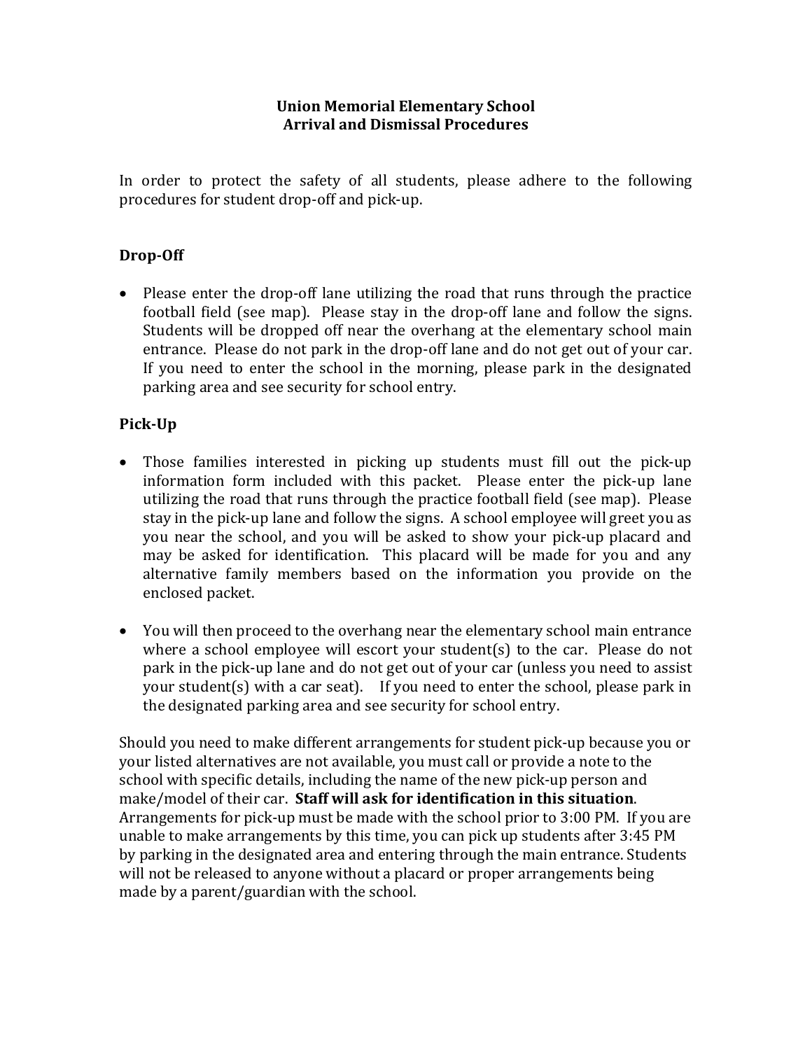# Union Memorial Elementary School
# Arrival and Dismissal Procedures

In order to protect the safety of all students, please adhere to the following procedures for student drop-off and pick-up.

## Drop-Off

- Please enter the drop-off lane utilizing the road that runs through the practice football field (see map). Please stay in the drop-off lane and follow the signs. Students will be dropped off near the overhang at the elementary school main entrance. Please do not park in the drop-off lane and do not get out of your car. If you need to enter the school in the morning, please park in the designated parking area and see security for school entry.

## Pick-Up

- Those families interested in picking up students must fill out the pick-up information form included with this packet. Please enter the pick-up lane utilizing the road that runs through the practice football field (see map). Please stay in the pick-up lane and follow the signs. A school employee will greet you as you near the school, and you will be asked to show your pick-up placard and may be asked for identification. This placard will be made for you and any alternative family members based on the information you provide on the enclosed packet.

- You will then proceed to the overhang near the elementary school main entrance where a school employee will escort your student(s) to the car. Please do not park in the pick-up lane and do not get out of your car (unless you need to assist your student(s) with a car seat). If you need to enter the school, please park in the designated parking area and see security for school entry.

Should you need to make different arrangements for student pick-up because you or your listed alternatives are not available, you must call or provide a note to the school with specific details, including the name of the new pick-up person and make/model of their car. **Staff will ask for identification in this situation**. Arrangements for pick-up must be made with the school prior to 3:00 PM. If you are unable to make arrangements by this time, you can pick up students after 3:45 PM by parking in the designated area and entering through the main entrance. Students will not be released to anyone without a placard or proper arrangements being made by a parent/guardian with the school.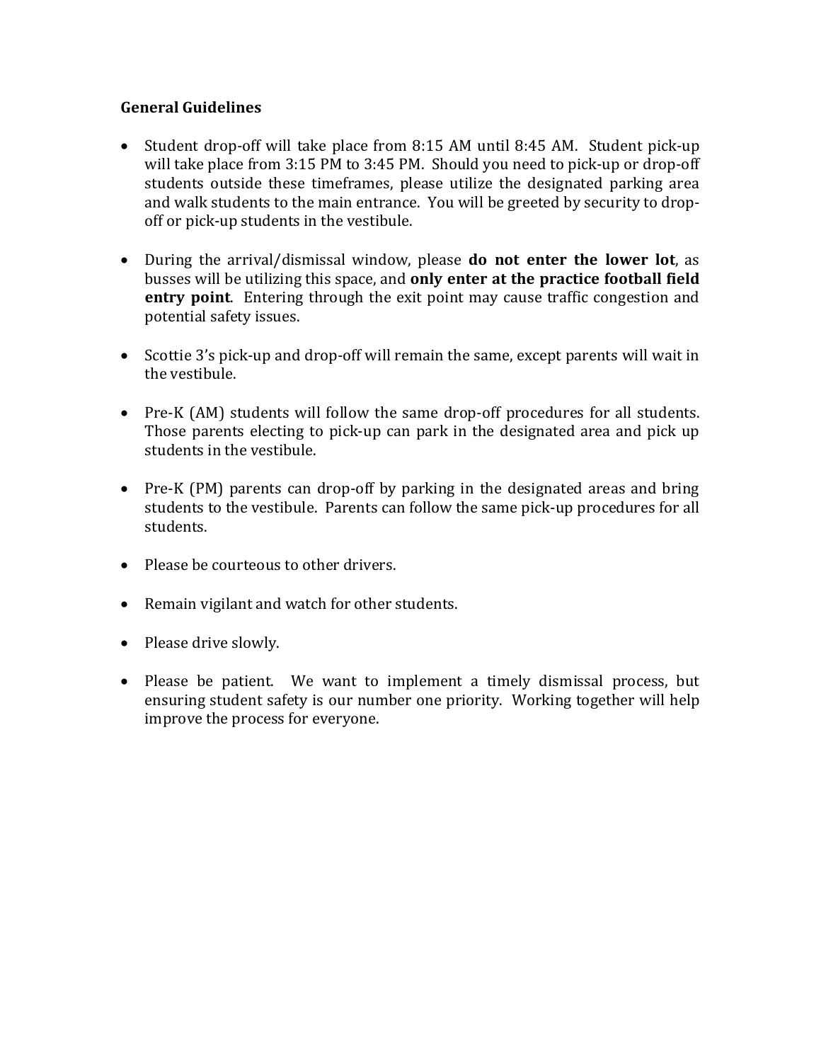**General Guidelines**

- Student drop-off will take place from 8:15 AM until 8:45 AM. Student pick-up will take place from 3:15 PM to 3:45 PM. Should you need to pick-up or drop-off students outside these timeframes, please utilize the designated parking area and walk students to the main entrance. You will be greeted by security to drop-off or pick-up students in the vestibule.

- During the arrival/dismissal window, please **do not enter the lower lot**, as busses will be utilizing this space, and **only enter at the practice football field entry point**. Entering through the exit point may cause traffic congestion and potential safety issues.

- Scottie 3's pick-up and drop-off will remain the same, except parents will wait in the vestibule.

- Pre-K (AM) students will follow the same drop-off procedures for all students. Those parents electing to pick-up can park in the designated area and pick up students in the vestibule.

- Pre-K (PM) parents can drop-off by parking in the designated areas and bring students to the vestibule. Parents can follow the same pick-up procedures for all students.

- Please be courteous to other drivers.

- Remain vigilant and watch for other students.

- Please drive slowly.

- Please be patient. We want to implement a timely dismissal process, but ensuring student safety is our number one priority. Working together will help improve the process for everyone.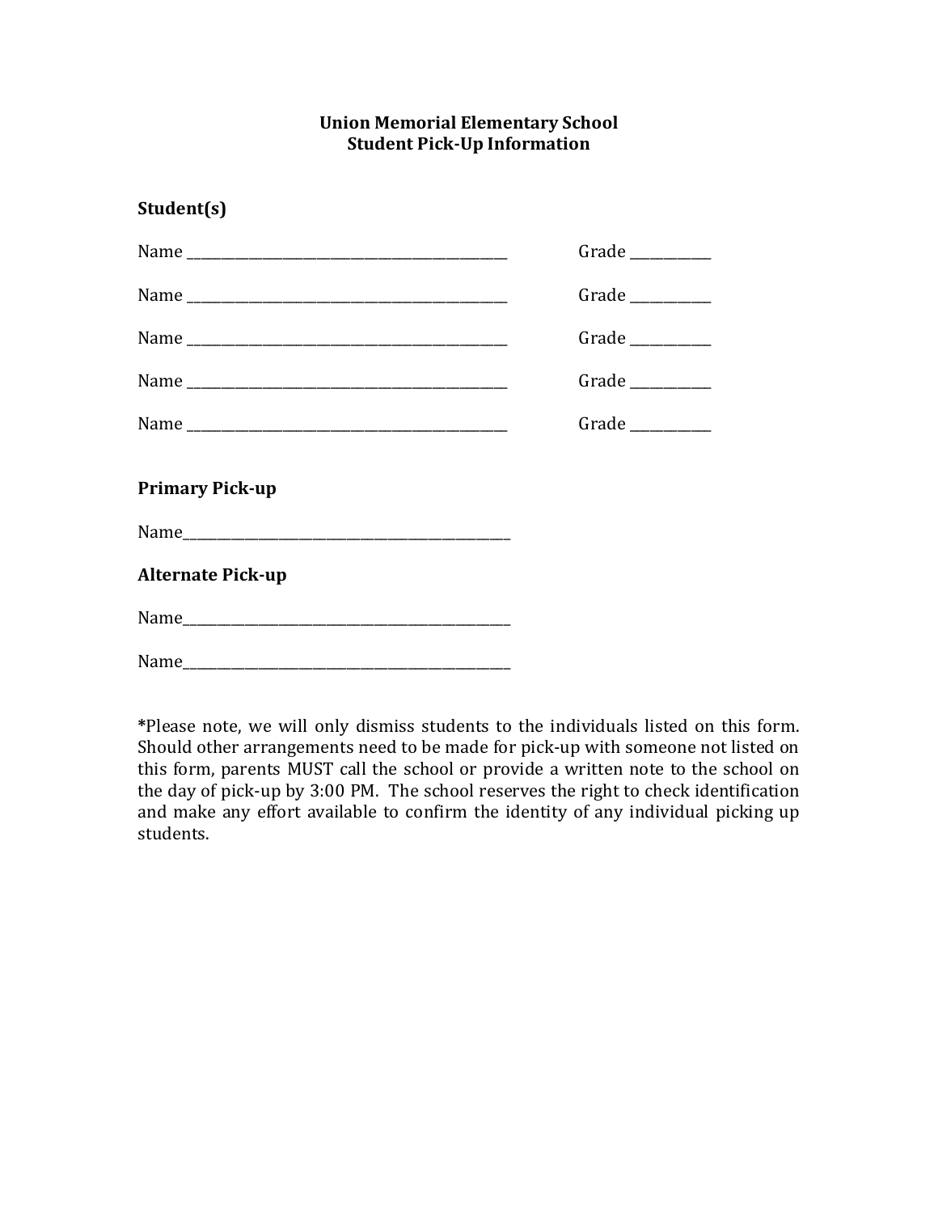**Union Memorial Elementary School**
**Student Pick-Up Information**

**Student(s)**

Name ______________________________________________ Grade ___________

Name ______________________________________________ Grade ___________

Name ______________________________________________ Grade ___________

Name ______________________________________________ Grade ___________

Name ______________________________________________ Grade ___________

**Primary Pick-up**

Name______________________________________________

**Alternate Pick-up**

Name______________________________________________

Name______________________________________________

**\***Please note, we will only dismiss students to the individuals listed on this form. Should other arrangements need to be made for pick-up with someone not listed on this form, parents MUST call the school or provide a written note to the school on the day of pick-up by 3:00 PM. The school reserves the right to check identification and make any effort available to confirm the identity of any individual picking up students.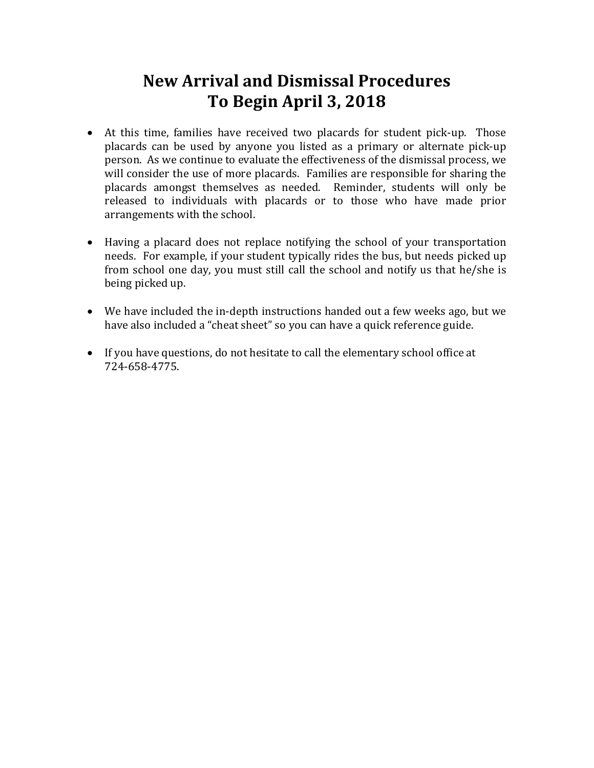# New Arrival and Dismissal Procedures
# To Begin April 3, 2018

- At this time, families have received two placards for student pick-up. Those placards can be used by anyone you listed as a primary or alternate pick-up person. As we continue to evaluate the effectiveness of the dismissal process, we will consider the use of more placards. Families are responsible for sharing the placards amongst themselves as needed. Reminder, students will only be released to individuals with placards or to those who have made prior arrangements with the school.

- Having a placard does not replace notifying the school of your transportation needs. For example, if your student typically rides the bus, but needs picked up from school one day, you must still call the school and notify us that he/she is being picked up.

- We have included the in-depth instructions handed out a few weeks ago, but we have also included a "cheat sheet" so you can have a quick reference guide.

- If you have questions, do not hesitate to call the elementary school office at 724-658-4775.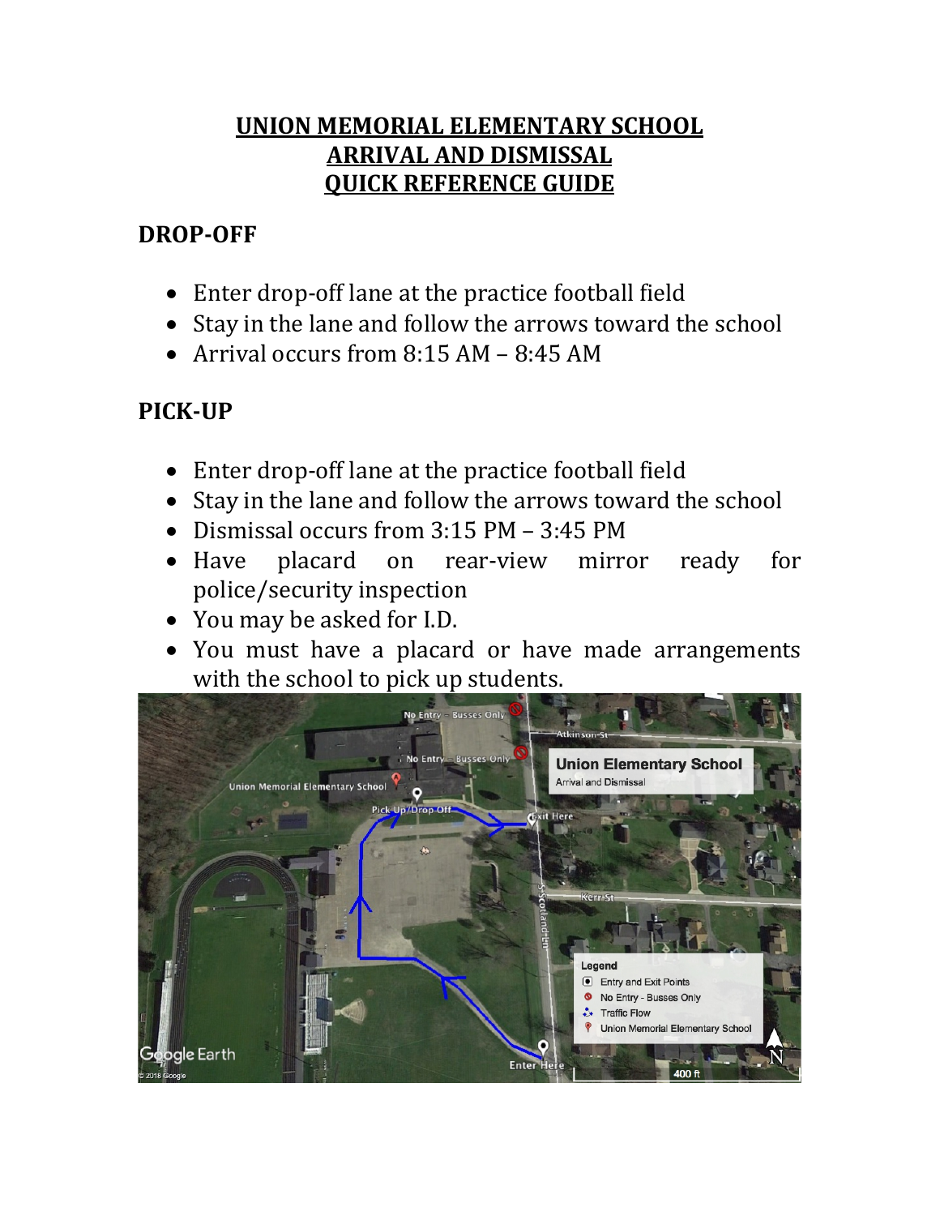# UNION MEMORIAL ELEMENTARY SCHOOL
# ARRIVAL AND DISMISSAL
# QUICK REFERENCE GUIDE

## DROP-OFF

- Enter drop-off lane at the practice football field
- Stay in the lane and follow the arrows toward the school
- Arrival occurs from 8:15 AM – 8:45 AM

## PICK-UP

- Enter drop-off lane at the practice football field
- Stay in the lane and follow the arrows toward the school
- Dismissal occurs from 3:15 PM – 3:45 PM
- Have placard on rear-view mirror ready for police/security inspection
- You may be asked for I.D.
- You must have a placard or have made arrangements with the school to pick up students.

Union Elementary School
Arrival and Dismissal

No Entry - Busses Only
No Entry - Busses Only
Atkinson-St
Union Memorial Elementary School
Pick Up/Drop Off
Exit Here
Kerr St
S Scotland Ln
Enter Here

Legend
Entry and Exit Points
No Entry - Busses Only
Traffic Flow
Union Memorial Elementary School

N
400 ft
Google Earth
© 2018 Google